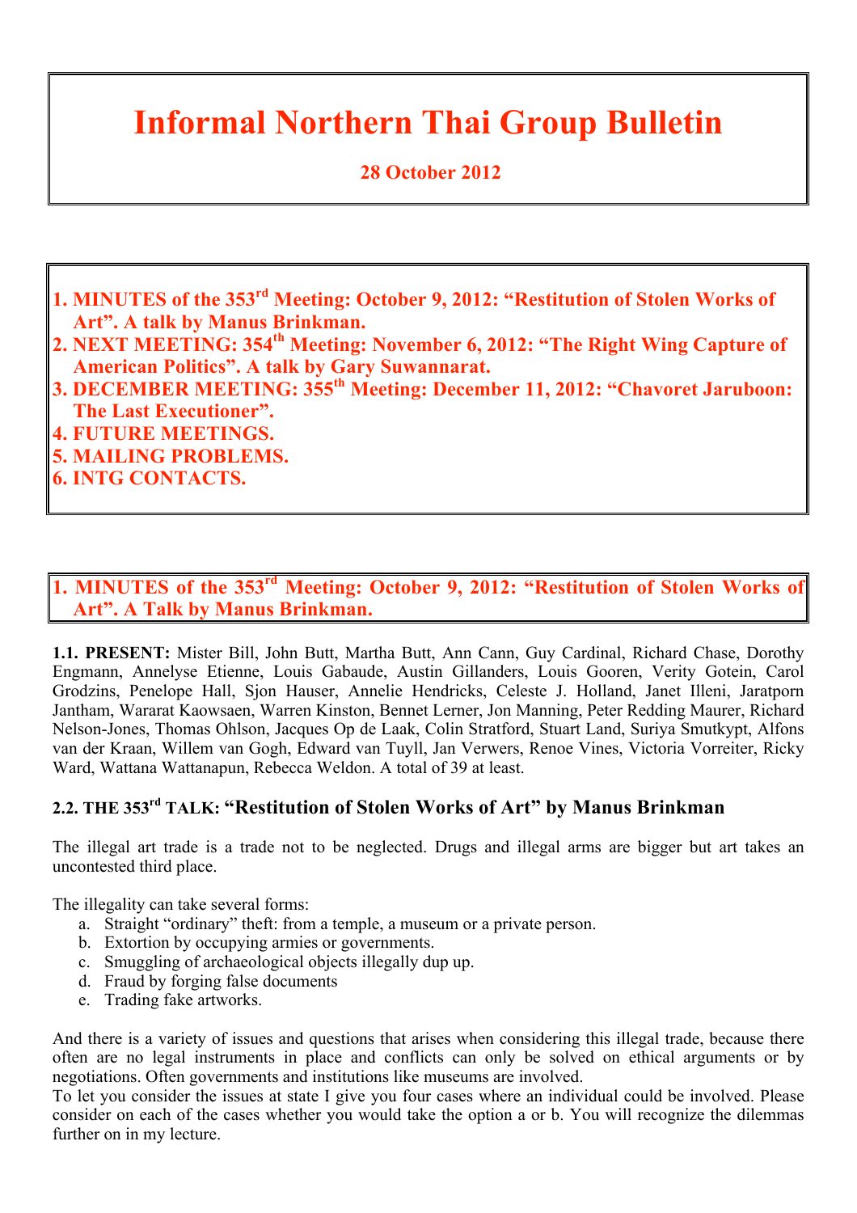# Informal Northern Thai Group Bulletin

**28 October 2012**

1. **MINUTES of the 353rd Meeting: October 9, 2012: "Restitution of Stolen Works of Art". A talk by Manus Brinkman.**
2. **NEXT MEETING: 354th Meeting: November 6, 2012: "The Right Wing Capture of American Politics". A talk by Gary Suwannarat.**
3. **DECEMBER MEETING: 355th Meeting: December 11, 2012: "Chavoret Jaruboon: The Last Executioner".**
4. **FUTURE MEETINGS.**
5. **MAILING PROBLEMS.**
6. **INTG CONTACTS.**

## 1. MINUTES of the 353rd Meeting: October 9, 2012: "Restitution of Stolen Works of Art". A Talk by Manus Brinkman.

**1.1. PRESENT:** Mister Bill, John Butt, Martha Butt, Ann Cann, Guy Cardinal, Richard Chase, Dorothy Engmann, Annelyse Etienne, Louis Gabaude, Austin Gillanders, Louis Gooren, Verity Gotein, Carol Grodzins, Penelope Hall, Sjon Hauser, Annelie Hendricks, Celeste J. Holland, Janet Illeni, Jaratporn Jantham, Wararat Kaowsaen, Warren Kinston, Bennet Lerner, Jon Manning, Peter Redding Maurer, Richard Nelson-Jones, Thomas Ohlson, Jacques Op de Laak, Colin Stratford, Stuart Land, Suriya Smutkypt, Alfons van der Kraan, Willem van Gogh, Edward van Tuyll, Jan Verwers, Renoe Vines, Victoria Vorreiter, Ricky Ward, Wattana Wattanapun, Rebecca Weldon. A total of 39 at least.

### 2.2. THE 353rd TALK: "Restitution of Stolen Works of Art" by Manus Brinkman

The illegal art trade is a trade not to be neglected. Drugs and illegal arms are bigger but art takes an uncontested third place.

The illegality can take several forms:

a. Straight "ordinary" theft: from a temple, a museum or a private person.
b. Extortion by occupying armies or governments.
c. Smuggling of archaeological objects illegally dup up.
d. Fraud by forging false documents
e. Trading fake artworks.

And there is a variety of issues and questions that arises when considering this illegal trade, because there often are no legal instruments in place and conflicts can only be solved on ethical arguments or by negotiations. Often governments and institutions like museums are involved.
To let you consider the issues at state I give you four cases where an individual could be involved. Please consider on each of the cases whether you would take the option a or b. You will recognize the dilemmas further on in my lecture.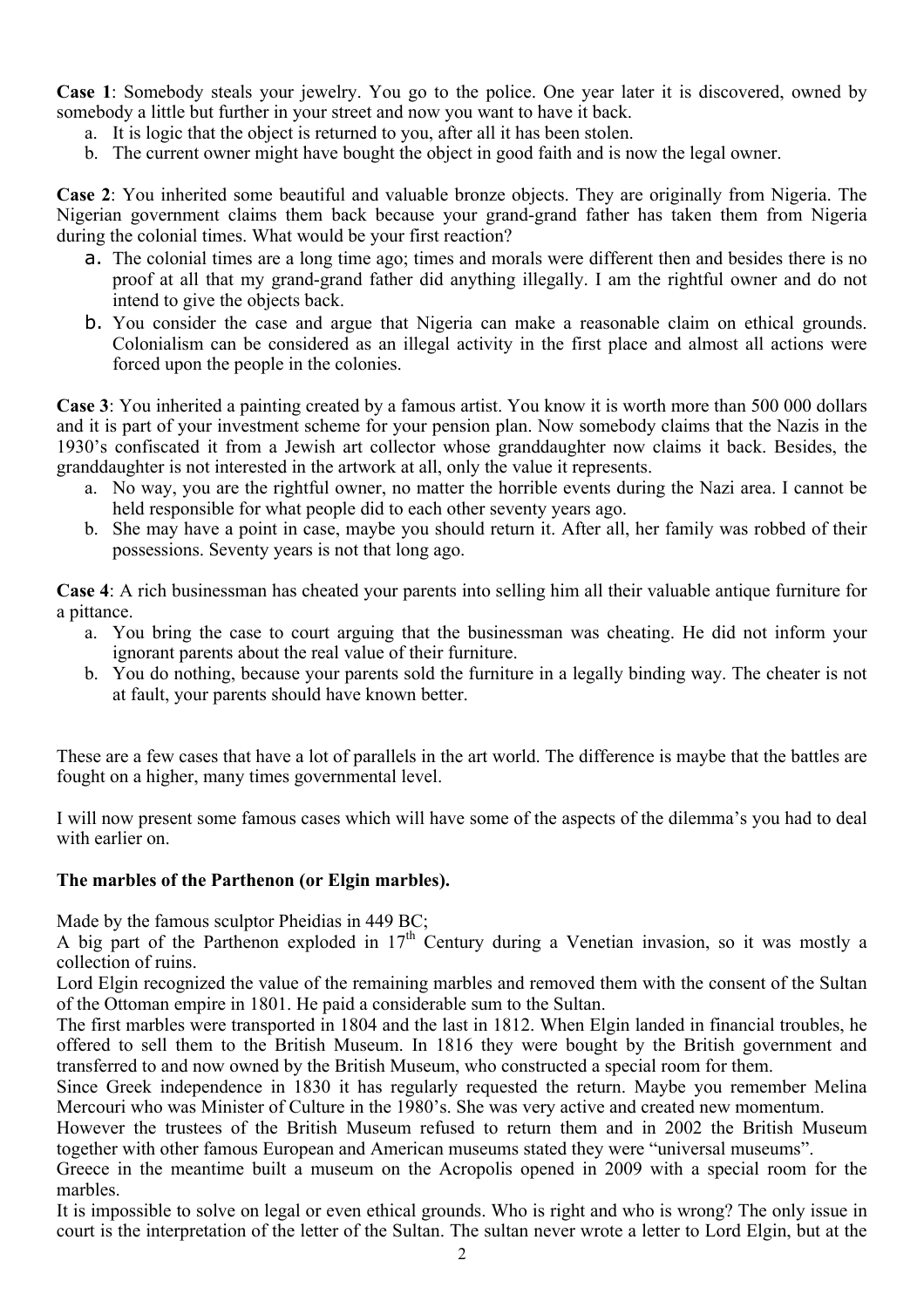**Case 1**: Somebody steals your jewelry. You go to the police. One year later it is discovered, owned by somebody a little but further in your street and now you want to have it back.

a. It is logic that the object is returned to you, after all it has been stolen.
b. The current owner might have bought the object in good faith and is now the legal owner.

**Case 2**: You inherited some beautiful and valuable bronze objects. They are originally from Nigeria. The Nigerian government claims them back because your grand-grand father has taken them from Nigeria during the colonial times. What would be your first reaction?

a. The colonial times are a long time ago; times and morals were different then and besides there is no proof at all that my grand-grand father did anything illegally. I am the rightful owner and do not intend to give the objects back.
b. You consider the case and argue that Nigeria can make a reasonable claim on ethical grounds. Colonialism can be considered as an illegal activity in the first place and almost all actions were forced upon the people in the colonies.

**Case 3**: You inherited a painting created by a famous artist. You know it is worth more than 500 000 dollars and it is part of your investment scheme for your pension plan. Now somebody claims that the Nazis in the 1930's confiscated it from a Jewish art collector whose granddaughter now claims it back. Besides, the granddaughter is not interested in the artwork at all, only the value it represents.

a. No way, you are the rightful owner, no matter the horrible events during the Nazi area. I cannot be held responsible for what people did to each other seventy years ago.
b. She may have a point in case, maybe you should return it. After all, her family was robbed of their possessions. Seventy years is not that long ago.

**Case 4**: A rich businessman has cheated your parents into selling him all their valuable antique furniture for a pittance.

a. You bring the case to court arguing that the businessman was cheating. He did not inform your ignorant parents about the real value of their furniture.
b. You do nothing, because your parents sold the furniture in a legally binding way. The cheater is not at fault, your parents should have known better.

These are a few cases that have a lot of parallels in the art world. The difference is maybe that the battles are fought on a higher, many times governmental level.

I will now present some famous cases which will have some of the aspects of the dilemma's you had to deal with earlier on.

**The marbles of the Parthenon (or Elgin marbles).**

Made by the famous sculptor Pheidias in 449 BC;
A big part of the Parthenon exploded in 17th Century during a Venetian invasion, so it was mostly a collection of ruins.
Lord Elgin recognized the value of the remaining marbles and removed them with the consent of the Sultan of the Ottoman empire in 1801. He paid a considerable sum to the Sultan.
The first marbles were transported in 1804 and the last in 1812. When Elgin landed in financial troubles, he offered to sell them to the British Museum. In 1816 they were bought by the British government and transferred to and now owned by the British Museum, who constructed a special room for them.
Since Greek independence in 1830 it has regularly requested the return. Maybe you remember Melina Mercouri who was Minister of Culture in the 1980's. She was very active and created new momentum.
However the trustees of the British Museum refused to return them and in 2002 the British Museum together with other famous European and American museums stated they were "universal museums".
Greece in the meantime built a museum on the Acropolis opened in 2009 with a special room for the marbles.
It is impossible to solve on legal or even ethical grounds. Who is right and who is wrong? The only issue in court is the interpretation of the letter of the Sultan. The sultan never wrote a letter to Lord Elgin, but at the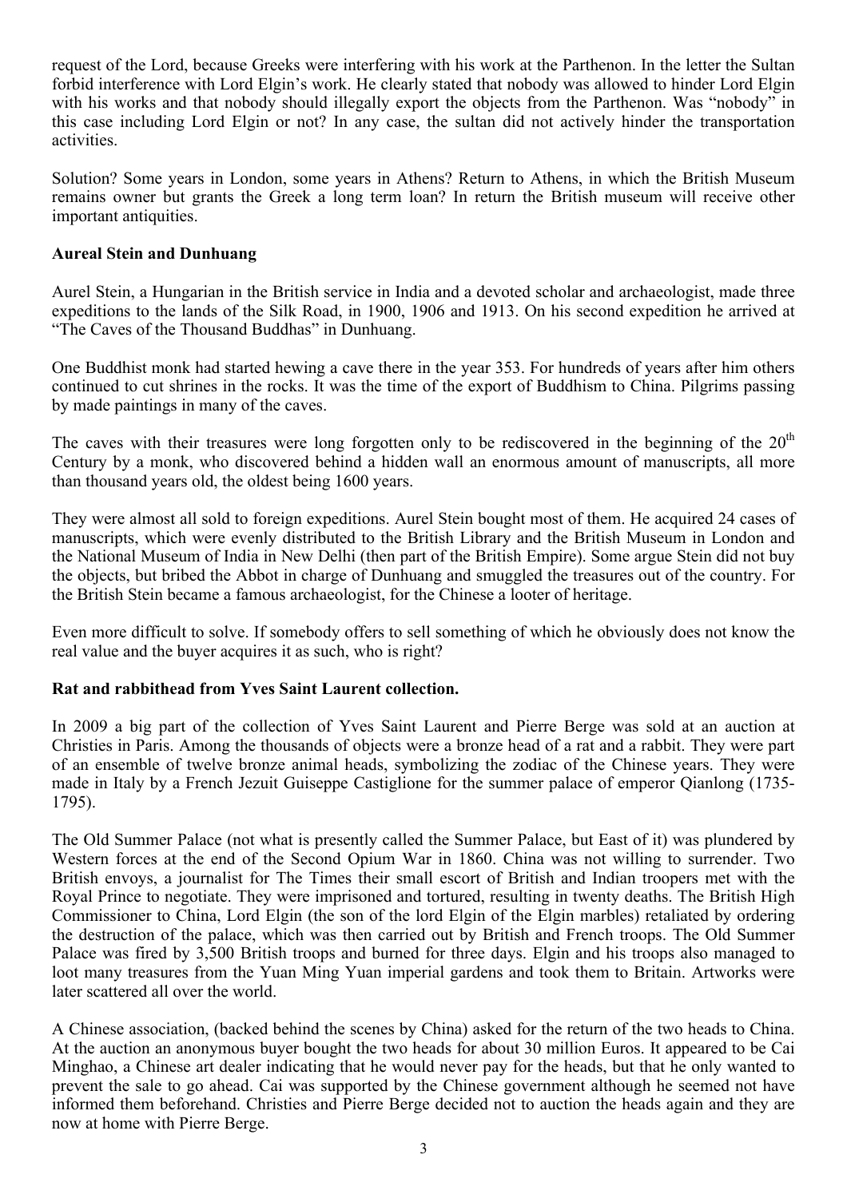request of the Lord, because Greeks were interfering with his work at the Parthenon. In the letter the Sultan forbid interference with Lord Elgin's work. He clearly stated that nobody was allowed to hinder Lord Elgin with his works and that nobody should illegally export the objects from the Parthenon. Was "nobody" in this case including Lord Elgin or not? In any case, the sultan did not actively hinder the transportation activities.

Solution? Some years in London, some years in Athens? Return to Athens, in which the British Museum remains owner but grants the Greek a long term loan? In return the British museum will receive other important antiquities.

**Aureal Stein and Dunhuang**

Aurel Stein, a Hungarian in the British service in India and a devoted scholar and archaeologist, made three expeditions to the lands of the Silk Road, in 1900, 1906 and 1913. On his second expedition he arrived at "The Caves of the Thousand Buddhas" in Dunhuang.

One Buddhist monk had started hewing a cave there in the year 353. For hundreds of years after him others continued to cut shrines in the rocks. It was the time of the export of Buddhism to China. Pilgrims passing by made paintings in many of the caves.

The caves with their treasures were long forgotten only to be rediscovered in the beginning of the 20th Century by a monk, who discovered behind a hidden wall an enormous amount of manuscripts, all more than thousand years old, the oldest being 1600 years.

They were almost all sold to foreign expeditions. Aurel Stein bought most of them. He acquired 24 cases of manuscripts, which were evenly distributed to the British Library and the British Museum in London and the National Museum of India in New Delhi (then part of the British Empire). Some argue Stein did not buy the objects, but bribed the Abbot in charge of Dunhuang and smuggled the treasures out of the country. For the British Stein became a famous archaeologist, for the Chinese a looter of heritage.

Even more difficult to solve. If somebody offers to sell something of which he obviously does not know the real value and the buyer acquires it as such, who is right?

**Rat and rabbithead from Yves Saint Laurent collection.**

In 2009 a big part of the collection of Yves Saint Laurent and Pierre Berge was sold at an auction at Christies in Paris. Among the thousands of objects were a bronze head of a rat and a rabbit. They were part of an ensemble of twelve bronze animal heads, symbolizing the zodiac of the Chinese years. They were made in Italy by a French Jezuit Guiseppe Castiglione for the summer palace of emperor Qianlong (1735-1795).

The Old Summer Palace (not what is presently called the Summer Palace, but East of it) was plundered by Western forces at the end of the Second Opium War in 1860. China was not willing to surrender. Two British envoys, a journalist for The Times their small escort of British and Indian troopers met with the Royal Prince to negotiate. They were imprisoned and tortured, resulting in twenty deaths. The British High Commissioner to China, Lord Elgin (the son of the lord Elgin of the Elgin marbles) retaliated by ordering the destruction of the palace, which was then carried out by British and French troops. The Old Summer Palace was fired by 3,500 British troops and burned for three days. Elgin and his troops also managed to loot many treasures from the Yuan Ming Yuan imperial gardens and took them to Britain. Artworks were later scattered all over the world.

A Chinese association, (backed behind the scenes by China) asked for the return of the two heads to China. At the auction an anonymous buyer bought the two heads for about 30 million Euros. It appeared to be Cai Minghao, a Chinese art dealer indicating that he would never pay for the heads, but that he only wanted to prevent the sale to go ahead. Cai was supported by the Chinese government although he seemed not have informed them beforehand. Christies and Pierre Berge decided not to auction the heads again and they are now at home with Pierre Berge.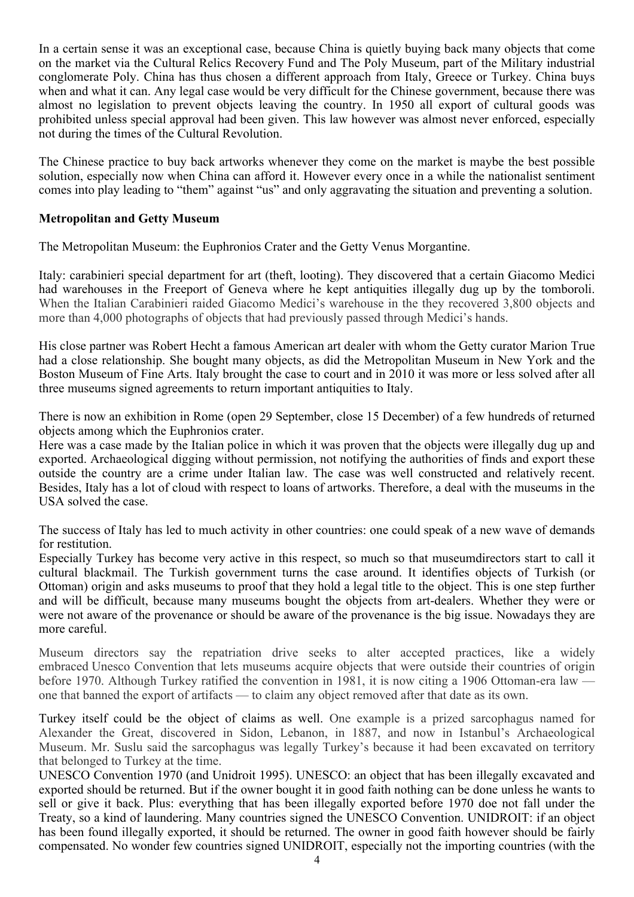In a certain sense it was an exceptional case, because China is quietly buying back many objects that come on the market via the Cultural Relics Recovery Fund and The Poly Museum, part of the Military industrial conglomerate Poly. China has thus chosen a different approach from Italy, Greece or Turkey. China buys when and what it can. Any legal case would be very difficult for the Chinese government, because there was almost no legislation to prevent objects leaving the country. In 1950 all export of cultural goods was prohibited unless special approval had been given. This law however was almost never enforced, especially not during the times of the Cultural Revolution.

The Chinese practice to buy back artworks whenever they come on the market is maybe the best possible solution, especially now when China can afford it. However every once in a while the nationalist sentiment comes into play leading to "them" against "us" and only aggravating the situation and preventing a solution.

**Metropolitan and Getty Museum**

The Metropolitan Museum: the Euphronios Crater and the Getty Venus Morgantine.

Italy: carabinieri special department for art (theft, looting). They discovered that a certain Giacomo Medici had warehouses in the Freeport of Geneva where he kept antiquities illegally dug up by the tomboroli. When the Italian Carabinieri raided Giacomo Medici's warehouse in the they recovered 3,800 objects and more than 4,000 photographs of objects that had previously passed through Medici's hands.

His close partner was Robert Hecht a famous American art dealer with whom the Getty curator Marion True had a close relationship. She bought many objects, as did the Metropolitan Museum in New York and the Boston Museum of Fine Arts. Italy brought the case to court and in 2010 it was more or less solved after all three museums signed agreements to return important antiquities to Italy.

There is now an exhibition in Rome (open 29 September, close 15 December) of a few hundreds of returned objects among which the Euphronios crater.
Here was a case made by the Italian police in which it was proven that the objects were illegally dug up and exported. Archaeological digging without permission, not notifying the authorities of finds and export these outside the country are a crime under Italian law. The case was well constructed and relatively recent. Besides, Italy has a lot of cloud with respect to loans of artworks. Therefore, a deal with the museums in the USA solved the case.

The success of Italy has led to much activity in other countries: one could speak of a new wave of demands for restitution.
Especially Turkey has become very active in this respect, so much so that museumdirectors start to call it cultural blackmail. The Turkish government turns the case around. It identifies objects of Turkish (or Ottoman) origin and asks museums to proof that they hold a legal title to the object. This is one step further and will be difficult, because many museums bought the objects from art-dealers. Whether they were or were not aware of the provenance or should be aware of the provenance is the big issue. Nowadays they are more careful.

Museum directors say the repatriation drive seeks to alter accepted practices, like a widely embraced Unesco Convention that lets museums acquire objects that were outside their countries of origin before 1970. Although Turkey ratified the convention in 1981, it is now citing a 1906 Ottoman-era law — one that banned the export of artifacts — to claim any object removed after that date as its own.

Turkey itself could be the object of claims as well. One example is a prized sarcophagus named for Alexander the Great, discovered in Sidon, Lebanon, in 1887, and now in Istanbul's Archaeological Museum. Mr. Suslu said the sarcophagus was legally Turkey's because it had been excavated on territory that belonged to Turkey at the time.
UNESCO Convention 1970 (and Unidroit 1995). UNESCO: an object that has been illegally excavated and exported should be returned. But if the owner bought it in good faith nothing can be done unless he wants to sell or give it back. Plus: everything that has been illegally exported before 1970 doe not fall under the Treaty, so a kind of laundering. Many countries signed the UNESCO Convention. UNIDROIT: if an object has been found illegally exported, it should be returned. The owner in good faith however should be fairly compensated. No wonder few countries signed UNIDROIT, especially not the importing countries (with the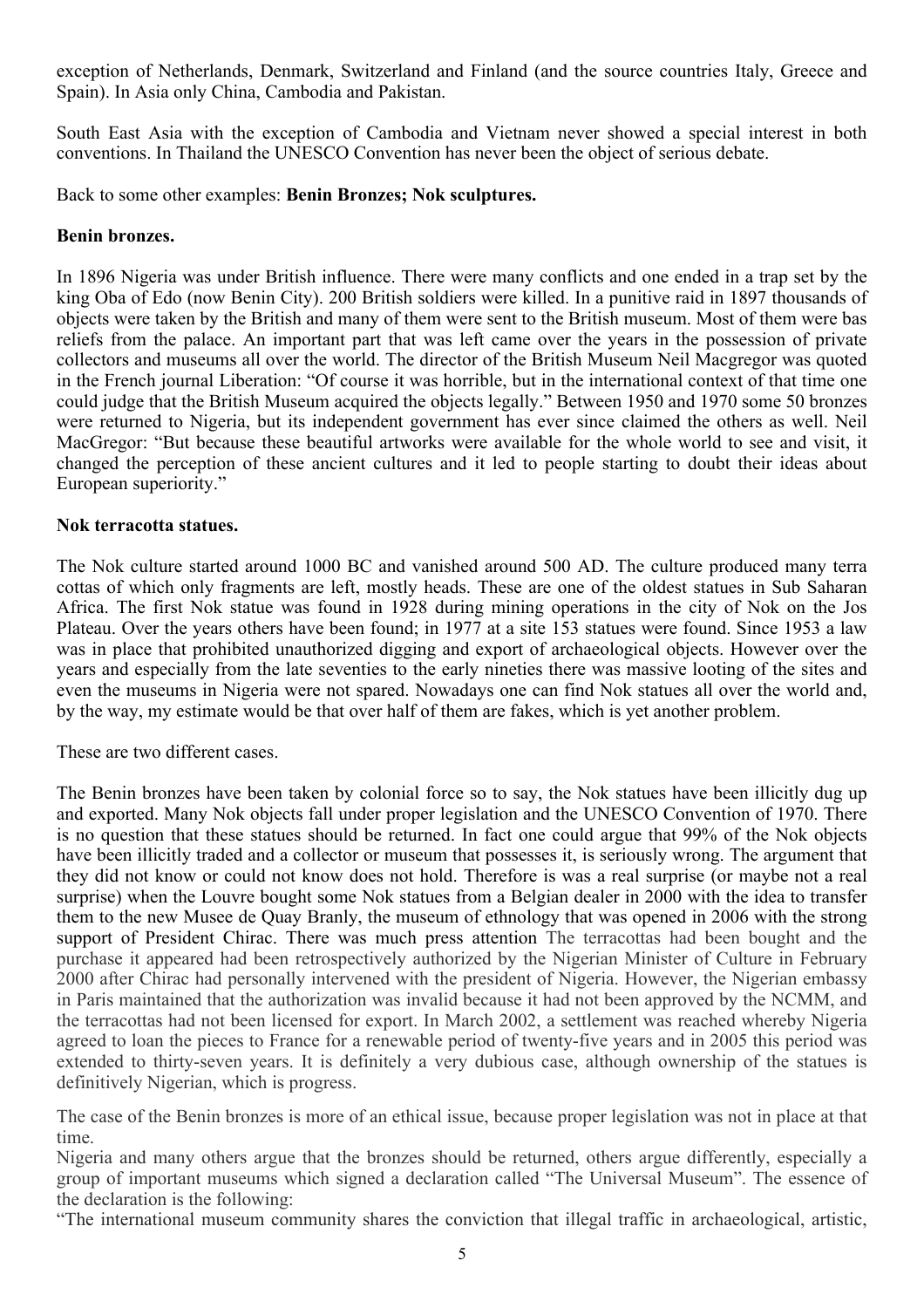exception of Netherlands, Denmark, Switzerland and Finland (and the source countries Italy, Greece and Spain). In Asia only China, Cambodia and Pakistan.

South East Asia with the exception of Cambodia and Vietnam never showed a special interest in both conventions. In Thailand the UNESCO Convention has never been the object of serious debate.

Back to some other examples: **Benin Bronzes; Nok sculptures.**

**Benin bronzes.**

In 1896 Nigeria was under British influence. There were many conflicts and one ended in a trap set by the king Oba of Edo (now Benin City). 200 British soldiers were killed. In a punitive raid in 1897 thousands of objects were taken by the British and many of them were sent to the British museum. Most of them were bas reliefs from the palace. An important part that was left came over the years in the possession of private collectors and museums all over the world. The director of the British Museum Neil Macgregor was quoted in the French journal Liberation: "Of course it was horrible, but in the international context of that time one could judge that the British Museum acquired the objects legally." Between 1950 and 1970 some 50 bronzes were returned to Nigeria, but its independent government has ever since claimed the others as well. Neil MacGregor: "But because these beautiful artworks were available for the whole world to see and visit, it changed the perception of these ancient cultures and it led to people starting to doubt their ideas about European superiority."

**Nok terracotta statues.**

The Nok culture started around 1000 BC and vanished around 500 AD. The culture produced many terra cottas of which only fragments are left, mostly heads. These are one of the oldest statues in Sub Saharan Africa. The first Nok statue was found in 1928 during mining operations in the city of Nok on the Jos Plateau. Over the years others have been found; in 1977 at a site 153 statues were found. Since 1953 a law was in place that prohibited unauthorized digging and export of archaeological objects. However over the years and especially from the late seventies to the early nineties there was massive looting of the sites and even the museums in Nigeria were not spared. Nowadays one can find Nok statues all over the world and, by the way, my estimate would be that over half of them are fakes, which is yet another problem.

These are two different cases.

The Benin bronzes have been taken by colonial force so to say, the Nok statues have been illicitly dug up and exported. Many Nok objects fall under proper legislation and the UNESCO Convention of 1970. There is no question that these statues should be returned. In fact one could argue that 99% of the Nok objects have been illicitly traded and a collector or museum that possesses it, is seriously wrong. The argument that they did not know or could not know does not hold. Therefore is was a real surprise (or maybe not a real surprise) when the Louvre bought some Nok statues from a Belgian dealer in 2000 with the idea to transfer them to the new Musee de Quay Branly, the museum of ethnology that was opened in 2006 with the strong support of President Chirac. There was much press attention The terracottas had been bought and the purchase it appeared had been retrospectively authorized by the Nigerian Minister of Culture in February 2000 after Chirac had personally intervened with the president of Nigeria. However, the Nigerian embassy in Paris maintained that the authorization was invalid because it had not been approved by the NCMM, and the terracottas had not been licensed for export. In March 2002, a settlement was reached whereby Nigeria agreed to loan the pieces to France for a renewable period of twenty-five years and in 2005 this period was extended to thirty-seven years. It is definitely a very dubious case, although ownership of the statues is definitively Nigerian, which is progress.

The case of the Benin bronzes is more of an ethical issue, because proper legislation was not in place at that time.

Nigeria and many others argue that the bronzes should be returned, others argue differently, especially a group of important museums which signed a declaration called "The Universal Museum". The essence of the declaration is the following:

"The international museum community shares the conviction that illegal traffic in archaeological, artistic,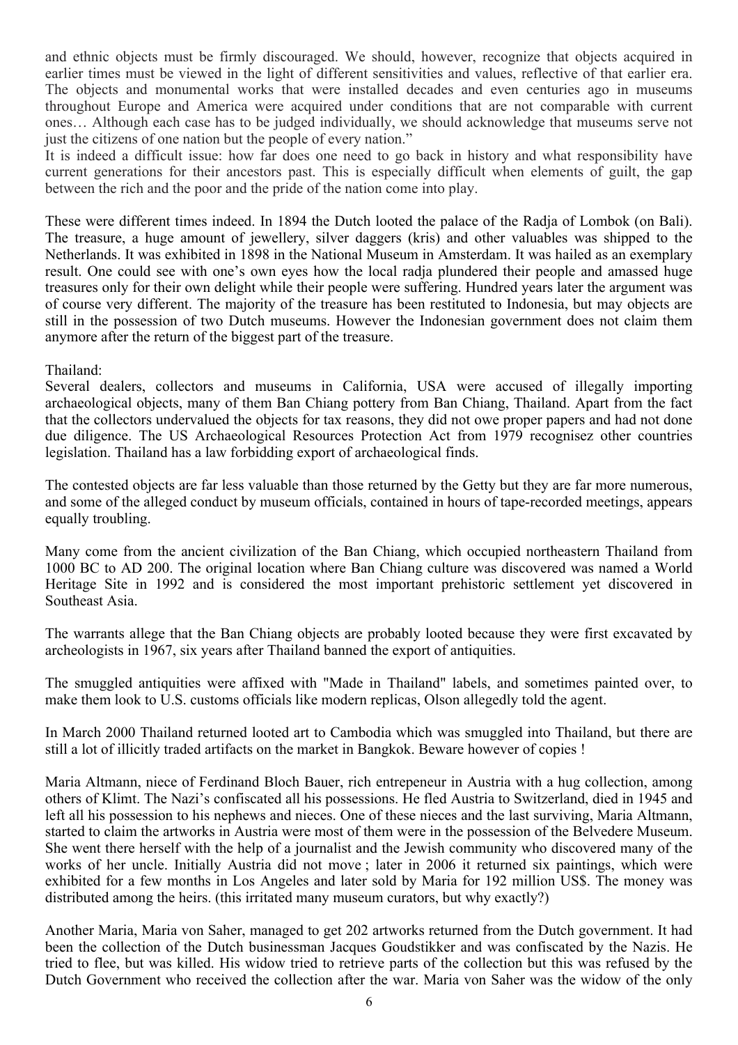and ethnic objects must be firmly discouraged. We should, however, recognize that objects acquired in earlier times must be viewed in the light of different sensitivities and values, reflective of that earlier era. The objects and monumental works that were installed decades and even centuries ago in museums throughout Europe and America were acquired under conditions that are not comparable with current ones… Although each case has to be judged individually, we should acknowledge that museums serve not just the citizens of one nation but the people of every nation."

It is indeed a difficult issue: how far does one need to go back in history and what responsibility have current generations for their ancestors past. This is especially difficult when elements of guilt, the gap between the rich and the poor and the pride of the nation come into play.

These were different times indeed. In 1894 the Dutch looted the palace of the Radja of Lombok (on Bali). The treasure, a huge amount of jewellery, silver daggers (kris) and other valuables was shipped to the Netherlands. It was exhibited in 1898 in the National Museum in Amsterdam. It was hailed as an exemplary result. One could see with one's own eyes how the local radja plundered their people and amassed huge treasures only for their own delight while their people were suffering. Hundred years later the argument was of course very different. The majority of the treasure has been restituted to Indonesia, but may objects are still in the possession of two Dutch museums. However the Indonesian government does not claim them anymore after the return of the biggest part of the treasure.

Thailand:

Several dealers, collectors and museums in California, USA were accused of illegally importing archaeological objects, many of them Ban Chiang pottery from Ban Chiang, Thailand. Apart from the fact that the collectors undervalued the objects for tax reasons, they did not owe proper papers and had not done due diligence. The US Archaeological Resources Protection Act from 1979 recognisez other countries legislation. Thailand has a law forbidding export of archaeological finds.

The contested objects are far less valuable than those returned by the Getty but they are far more numerous, and some of the alleged conduct by museum officials, contained in hours of tape-recorded meetings, appears equally troubling.

Many come from the ancient civilization of the Ban Chiang, which occupied northeastern Thailand from 1000 BC to AD 200. The original location where Ban Chiang culture was discovered was named a World Heritage Site in 1992 and is considered the most important prehistoric settlement yet discovered in Southeast Asia.

The warrants allege that the Ban Chiang objects are probably looted because they were first excavated by archeologists in 1967, six years after Thailand banned the export of antiquities.

The smuggled antiquities were affixed with "Made in Thailand" labels, and sometimes painted over, to make them look to U.S. customs officials like modern replicas, Olson allegedly told the agent.

In March 2000 Thailand returned looted art to Cambodia which was smuggled into Thailand, but there are still a lot of illicitly traded artifacts on the market in Bangkok. Beware however of copies !

Maria Altmann, niece of Ferdinand Bloch Bauer, rich entrepeneur in Austria with a hug collection, among others of Klimt. The Nazi's confiscated all his possessions. He fled Austria to Switzerland, died in 1945 and left all his possession to his nephews and nieces. One of these nieces and the last surviving, Maria Altmann, started to claim the artworks in Austria were most of them were in the possession of the Belvedere Museum. She went there herself with the help of a journalist and the Jewish community who discovered many of the works of her uncle. Initially Austria did not move ; later in 2006 it returned six paintings, which were exhibited for a few months in Los Angeles and later sold by Maria for 192 million US$. The money was distributed among the heirs. (this irritated many museum curators, but why exactly?)

Another Maria, Maria von Saher, managed to get 202 artworks returned from the Dutch government. It had been the collection of the Dutch businessman Jacques Goudstikker and was confiscated by the Nazis. He tried to flee, but was killed. His widow tried to retrieve parts of the collection but this was refused by the Dutch Government who received the collection after the war. Maria von Saher was the widow of the only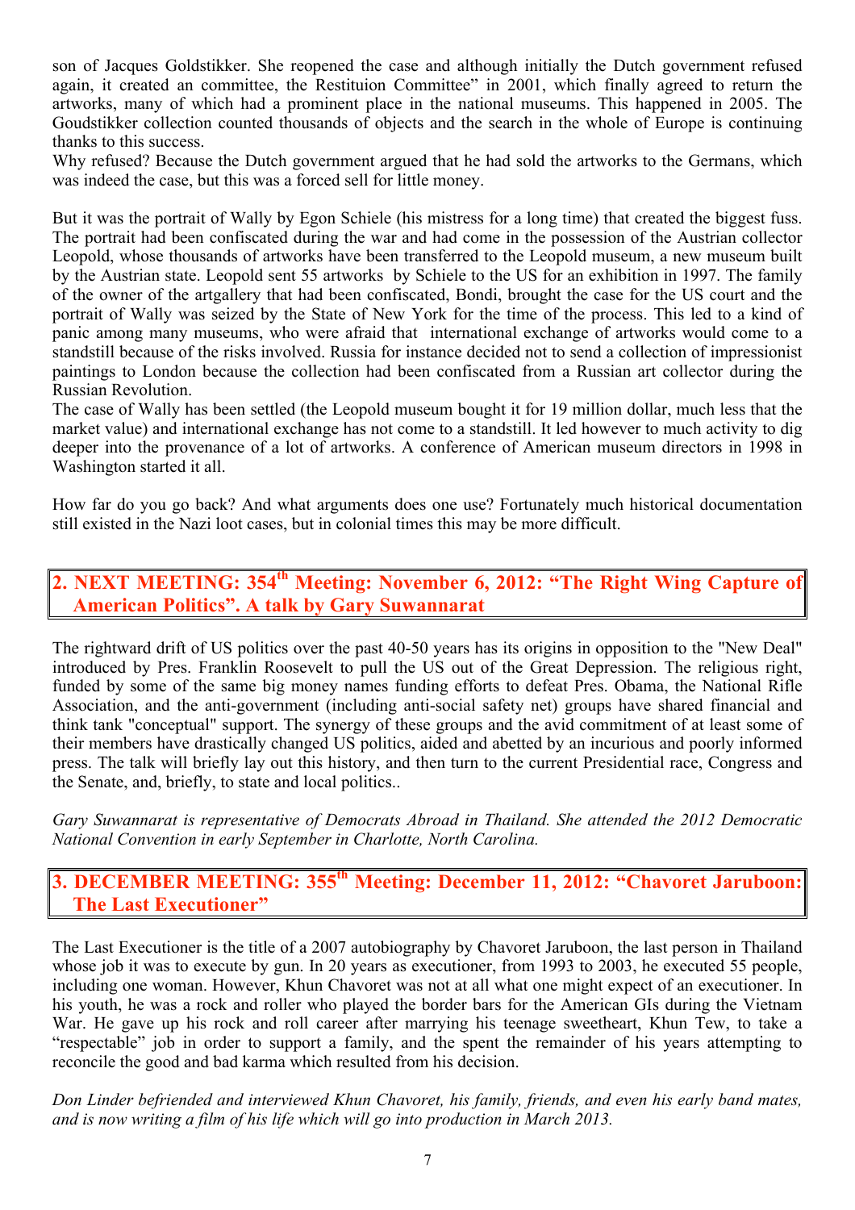son of Jacques Goldstikker. She reopened the case and although initially the Dutch government refused again, it created an committee, the Restituion Committee" in 2001, which finally agreed to return the artworks, many of which had a prominent place in the national museums. This happened in 2005. The Goudstikker collection counted thousands of objects and the search in the whole of Europe is continuing thanks to this success.
Why refused? Because the Dutch government argued that he had sold the artworks to the Germans, which was indeed the case, but this was a forced sell for little money.

But it was the portrait of Wally by Egon Schiele (his mistress for a long time) that created the biggest fuss. The portrait had been confiscated during the war and had come in the possession of the Austrian collector Leopold, whose thousands of artworks have been transferred to the Leopold museum, a new museum built by the Austrian state. Leopold sent 55 artworks by Schiele to the US for an exhibition in 1997. The family of the owner of the artgallery that had been confiscated, Bondi, brought the case for the US court and the portrait of Wally was seized by the State of New York for the time of the process. This led to a kind of panic among many museums, who were afraid that international exchange of artworks would come to a standstill because of the risks involved. Russia for instance decided not to send a collection of impressionist paintings to London because the collection had been confiscated from a Russian art collector during the Russian Revolution.
The case of Wally has been settled (the Leopold museum bought it for 19 million dollar, much less that the market value) and international exchange has not come to a standstill. It led however to much activity to dig deeper into the provenance of a lot of artworks. A conference of American museum directors in 1998 in Washington started it all.

How far do you go back? And what arguments does one use? Fortunately much historical documentation still existed in the Nazi loot cases, but in colonial times this may be more difficult.

## 2. NEXT MEETING: 354th Meeting: November 6, 2012: "The Right Wing Capture of American Politics". A talk by Gary Suwannarat

The rightward drift of US politics over the past 40-50 years has its origins in opposition to the "New Deal" introduced by Pres. Franklin Roosevelt to pull the US out of the Great Depression. The religious right, funded by some of the same big money names funding efforts to defeat Pres. Obama, the National Rifle Association, and the anti-government (including anti-social safety net) groups have shared financial and think tank "conceptual" support. The synergy of these groups and the avid commitment of at least some of their members have drastically changed US politics, aided and abetted by an incurious and poorly informed press. The talk will briefly lay out this history, and then turn to the current Presidential race, Congress and the Senate, and, briefly, to state and local politics..

*Gary Suwannarat is representative of Democrats Abroad in Thailand. She attended the 2012 Democratic National Convention in early September in Charlotte, North Carolina.*

## 3. DECEMBER MEETING: 355th Meeting: December 11, 2012: "Chavoret Jaruboon: The Last Executioner"

The Last Executioner is the title of a 2007 autobiography by Chavoret Jaruboon, the last person in Thailand whose job it was to execute by gun. In 20 years as executioner, from 1993 to 2003, he executed 55 people, including one woman. However, Khun Chavoret was not at all what one might expect of an executioner. In his youth, he was a rock and roller who played the border bars for the American GIs during the Vietnam War. He gave up his rock and roll career after marrying his teenage sweetheart, Khun Tew, to take a "respectable" job in order to support a family, and the spent the remainder of his years attempting to reconcile the good and bad karma which resulted from his decision.

*Don Linder befriended and interviewed Khun Chavoret, his family, friends, and even his early band mates, and is now writing a film of his life which will go into production in March 2013.*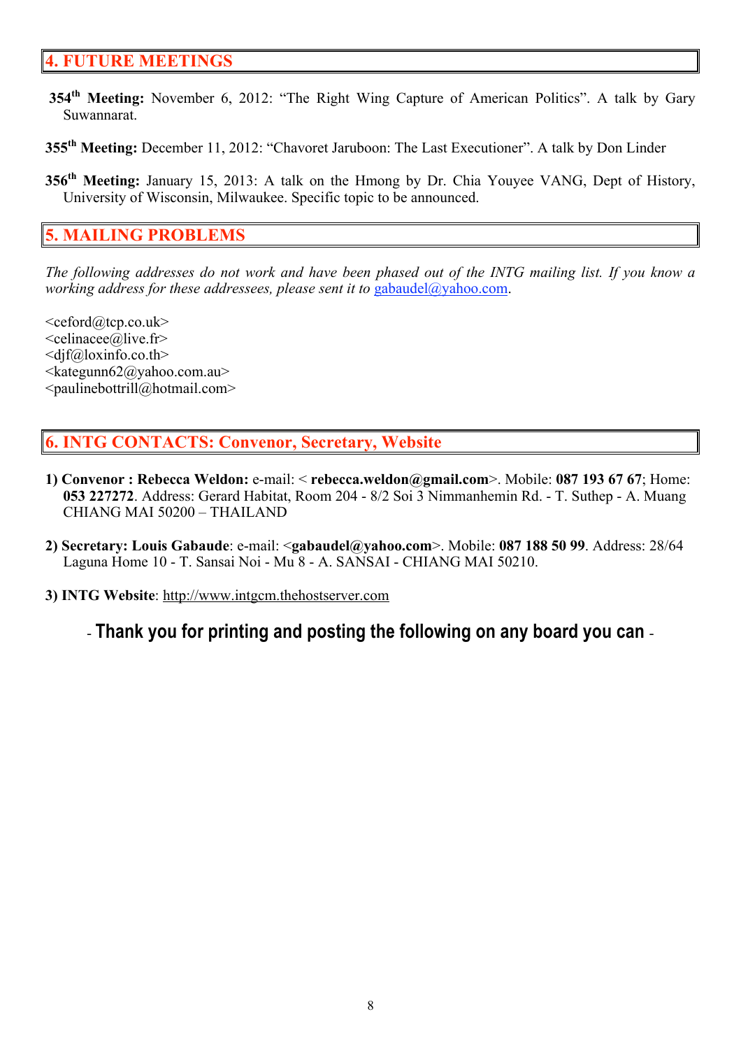## 4. FUTURE MEETINGS

**354th Meeting:** November 6, 2012: "The Right Wing Capture of American Politics". A talk by Gary Suwannarat.

**355th Meeting:** December 11, 2012: "Chavoret Jaruboon: The Last Executioner". A talk by Don Linder

**356th Meeting:** January 15, 2013: A talk on the Hmong by Dr. Chia Youyee VANG, Dept of History, University of Wisconsin, Milwaukee. Specific topic to be announced.

## 5. MAILING PROBLEMS

*The following addresses do not work and have been phased out of the INTG mailing list. If you know a working address for these addressees, please sent it to* gabaudel@yahoo.com.

<ceford@tcp.co.uk>
<celinacee@live.fr>
<djf@loxinfo.co.th>
<kategunn62@yahoo.com.au>
<paulinebottrill@hotmail.com>

## 6. INTG CONTACTS: Convenor, Secretary, Website

1) **Convenor : Rebecca Weldon:** e-mail: < **rebecca.weldon@gmail.com**>. Mobile: **087 193 67 67**; Home: **053 227272**. Address: Gerard Habitat, Room 204 - 8/2 Soi 3 Nimmanhemin Rd. - T. Suthep - A. Muang CHIANG MAI 50200 – THAILAND

2) **Secretary: Louis Gabaude**: e-mail: <**gabaudel@yahoo.com**>. Mobile: **087 188 50 99**. Address: 28/64 Laguna Home 10 - T. Sansai Noi - Mu 8 - A. SANSAI - CHIANG MAI 50210.

3) **INTG Website**: http://www.intgcm.thehostserver.com

- **Thank you for printing and posting the following on any board you can** -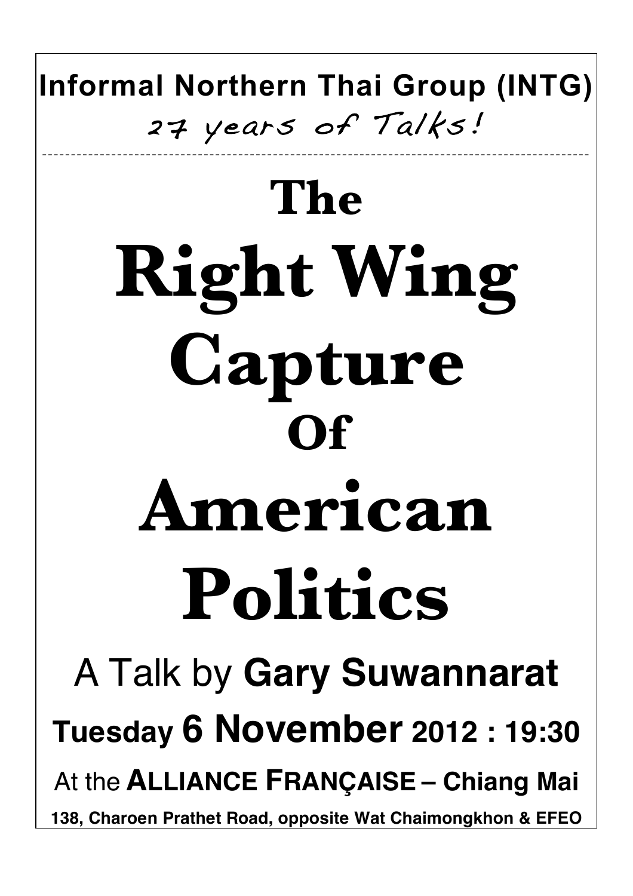**Informal Northern Thai Group (INTG)**

*27 years of Talks!*

---

# The Right Wing Capture Of American Politics

A Talk by **Gary Suwannarat**

**Tuesday 6 November 2012 : 19:30**

At the **ALLIANCE FRANÇAISE – Chiang Mai**

**138, Charoen Prathet Road, opposite Wat Chaimongkhon & EFEO**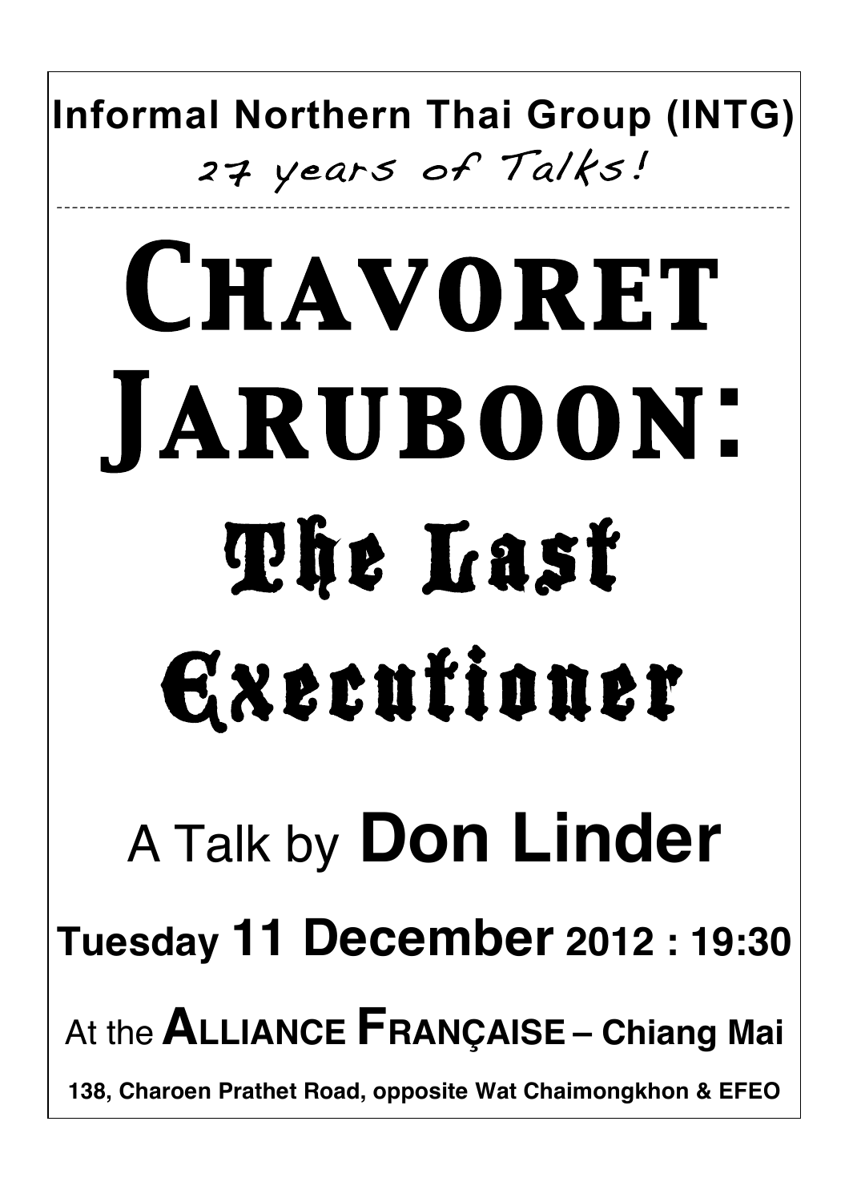**Informal Northern Thai Group (INTG)**

*27 years of Talks!*

---

# CHAVORET JARUBOON: The Last Executioner

## A Talk by **Don Linder**

**Tuesday 11 December 2012 : 19:30**

At the **ALLIANCE FRANÇAISE – Chiang Mai**

**138, Charoen Prathet Road, opposite Wat Chaimongkhon & EFEO**